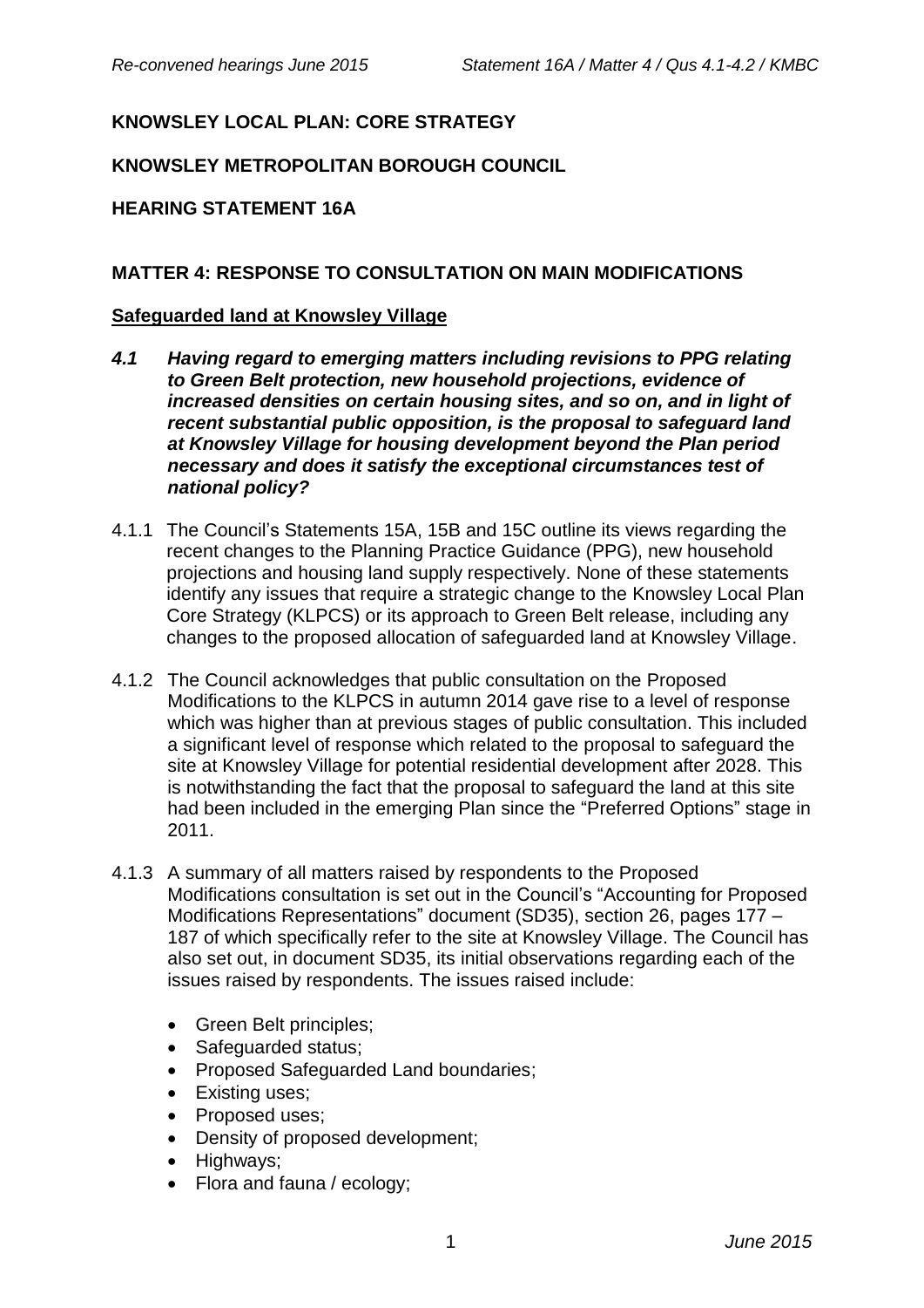**KNOWSLEY LOCAL PLAN: CORE STRATEGY**

**KNOWSLEY METROPOLITAN BOROUGH COUNCIL**

**HEARING STATEMENT 16A**

**MATTER 4: RESPONSE TO CONSULTATION ON MAIN MODIFICATIONS**

**Safeguarded land at Knowsley Village**

***4.1 Having regard to emerging matters including revisions to PPG relating to Green Belt protection, new household projections, evidence of increased densities on certain housing sites, and so on, and in light of recent substantial public opposition, is the proposal to safeguard land at Knowsley Village for housing development beyond the Plan period necessary and does it satisfy the exceptional circumstances test of national policy?***

4.1.1 The Council's Statements 15A, 15B and 15C outline its views regarding the recent changes to the Planning Practice Guidance (PPG), new household projections and housing land supply respectively. None of these statements identify any issues that require a strategic change to the Knowsley Local Plan Core Strategy (KLPCS) or its approach to Green Belt release, including any changes to the proposed allocation of safeguarded land at Knowsley Village.

4.1.2 The Council acknowledges that public consultation on the Proposed Modifications to the KLPCS in autumn 2014 gave rise to a level of response which was higher than at previous stages of public consultation. This included a significant level of response which related to the proposal to safeguard the site at Knowsley Village for potential residential development after 2028. This is notwithstanding the fact that the proposal to safeguard the land at this site had been included in the emerging Plan since the "Preferred Options" stage in 2011.

4.1.3 A summary of all matters raised by respondents to the Proposed Modifications consultation is set out in the Council's "Accounting for Proposed Modifications Representations" document (SD35), section 26, pages 177 – 187 of which specifically refer to the site at Knowsley Village. The Council has also set out, in document SD35, its initial observations regarding each of the issues raised by respondents. The issues raised include:

- Green Belt principles;
- Safeguarded status;
- Proposed Safeguarded Land boundaries;
- Existing uses;
- Proposed uses;
- Density of proposed development;
- Highways;
- Flora and fauna / ecology;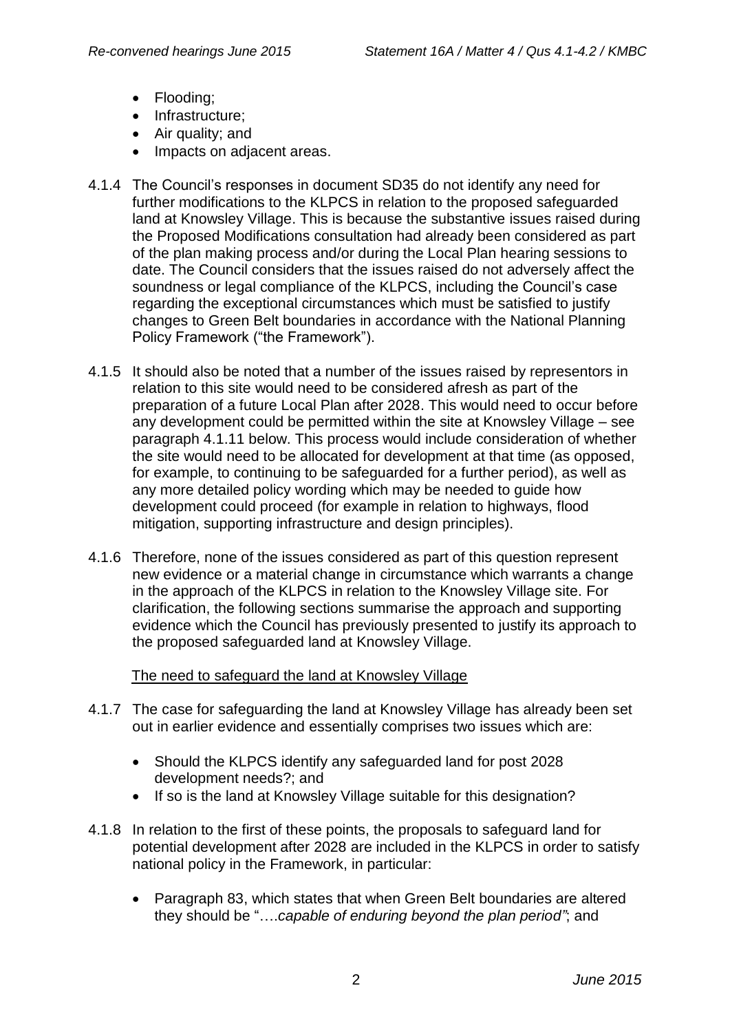- Flooding;
- Infrastructure;
- Air quality; and
- Impacts on adjacent areas.

4.1.4 The Council's responses in document SD35 do not identify any need for further modifications to the KLPCS in relation to the proposed safeguarded land at Knowsley Village. This is because the substantive issues raised during the Proposed Modifications consultation had already been considered as part of the plan making process and/or during the Local Plan hearing sessions to date. The Council considers that the issues raised do not adversely affect the soundness or legal compliance of the KLPCS, including the Council's case regarding the exceptional circumstances which must be satisfied to justify changes to Green Belt boundaries in accordance with the National Planning Policy Framework ("the Framework").

4.1.5 It should also be noted that a number of the issues raised by representors in relation to this site would need to be considered afresh as part of the preparation of a future Local Plan after 2028. This would need to occur before any development could be permitted within the site at Knowsley Village – see paragraph 4.1.11 below. This process would include consideration of whether the site would need to be allocated for development at that time (as opposed, for example, to continuing to be safeguarded for a further period), as well as any more detailed policy wording which may be needed to guide how development could proceed (for example in relation to highways, flood mitigation, supporting infrastructure and design principles).

4.1.6 Therefore, none of the issues considered as part of this question represent new evidence or a material change in circumstance which warrants a change in the approach of the KLPCS in relation to the Knowsley Village site. For clarification, the following sections summarise the approach and supporting evidence which the Council has previously presented to justify its approach to the proposed safeguarded land at Knowsley Village.

### The need to safeguard the land at Knowsley Village

4.1.7 The case for safeguarding the land at Knowsley Village has already been set out in earlier evidence and essentially comprises two issues which are:

- Should the KLPCS identify any safeguarded land for post 2028 development needs?; and
- If so is the land at Knowsley Village suitable for this designation?

4.1.8 In relation to the first of these points, the proposals to safeguard land for potential development after 2028 are included in the KLPCS in order to satisfy national policy in the Framework, in particular:

- Paragraph 83, which states that when Green Belt boundaries are altered they should be "….*capable of enduring beyond the plan period"*; and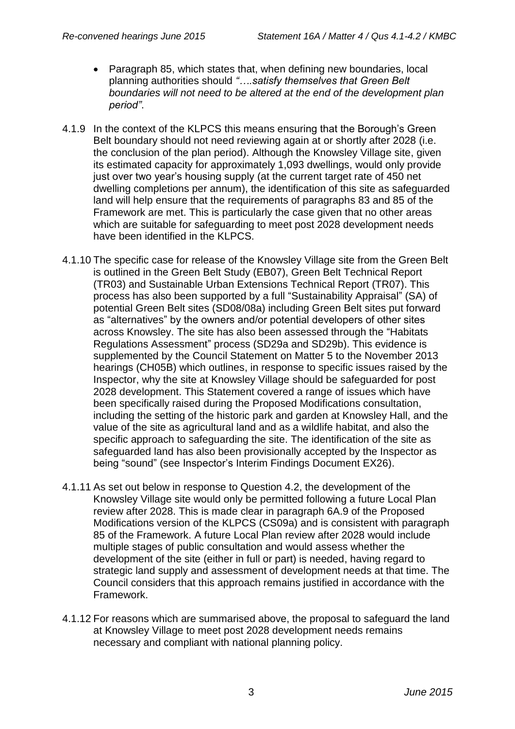- Paragraph 85, which states that, when defining new boundaries, local planning authorities should *"….satisfy themselves that Green Belt boundaries will not need to be altered at the end of the development plan period"*.

4.1.9 In the context of the KLPCS this means ensuring that the Borough's Green Belt boundary should not need reviewing again at or shortly after 2028 (i.e. the conclusion of the plan period). Although the Knowsley Village site, given its estimated capacity for approximately 1,093 dwellings, would only provide just over two year's housing supply (at the current target rate of 450 net dwelling completions per annum), the identification of this site as safeguarded land will help ensure that the requirements of paragraphs 83 and 85 of the Framework are met. This is particularly the case given that no other areas which are suitable for safeguarding to meet post 2028 development needs have been identified in the KLPCS.

4.1.10 The specific case for release of the Knowsley Village site from the Green Belt is outlined in the Green Belt Study (EB07), Green Belt Technical Report (TR03) and Sustainable Urban Extensions Technical Report (TR07). This process has also been supported by a full "Sustainability Appraisal" (SA) of potential Green Belt sites (SD08/08a) including Green Belt sites put forward as "alternatives" by the owners and/or potential developers of other sites across Knowsley. The site has also been assessed through the "Habitats Regulations Assessment" process (SD29a and SD29b). This evidence is supplemented by the Council Statement on Matter 5 to the November 2013 hearings (CH05B) which outlines, in response to specific issues raised by the Inspector, why the site at Knowsley Village should be safeguarded for post 2028 development. This Statement covered a range of issues which have been specifically raised during the Proposed Modifications consultation, including the setting of the historic park and garden at Knowsley Hall, and the value of the site as agricultural land and as a wildlife habitat, and also the specific approach to safeguarding the site. The identification of the site as safeguarded land has also been provisionally accepted by the Inspector as being "sound" (see Inspector's Interim Findings Document EX26).

4.1.11 As set out below in response to Question 4.2, the development of the Knowsley Village site would only be permitted following a future Local Plan review after 2028. This is made clear in paragraph 6A.9 of the Proposed Modifications version of the KLPCS (CS09a) and is consistent with paragraph 85 of the Framework. A future Local Plan review after 2028 would include multiple stages of public consultation and would assess whether the development of the site (either in full or part) is needed, having regard to strategic land supply and assessment of development needs at that time. The Council considers that this approach remains justified in accordance with the Framework.

4.1.12 For reasons which are summarised above, the proposal to safeguard the land at Knowsley Village to meet post 2028 development needs remains necessary and compliant with national planning policy.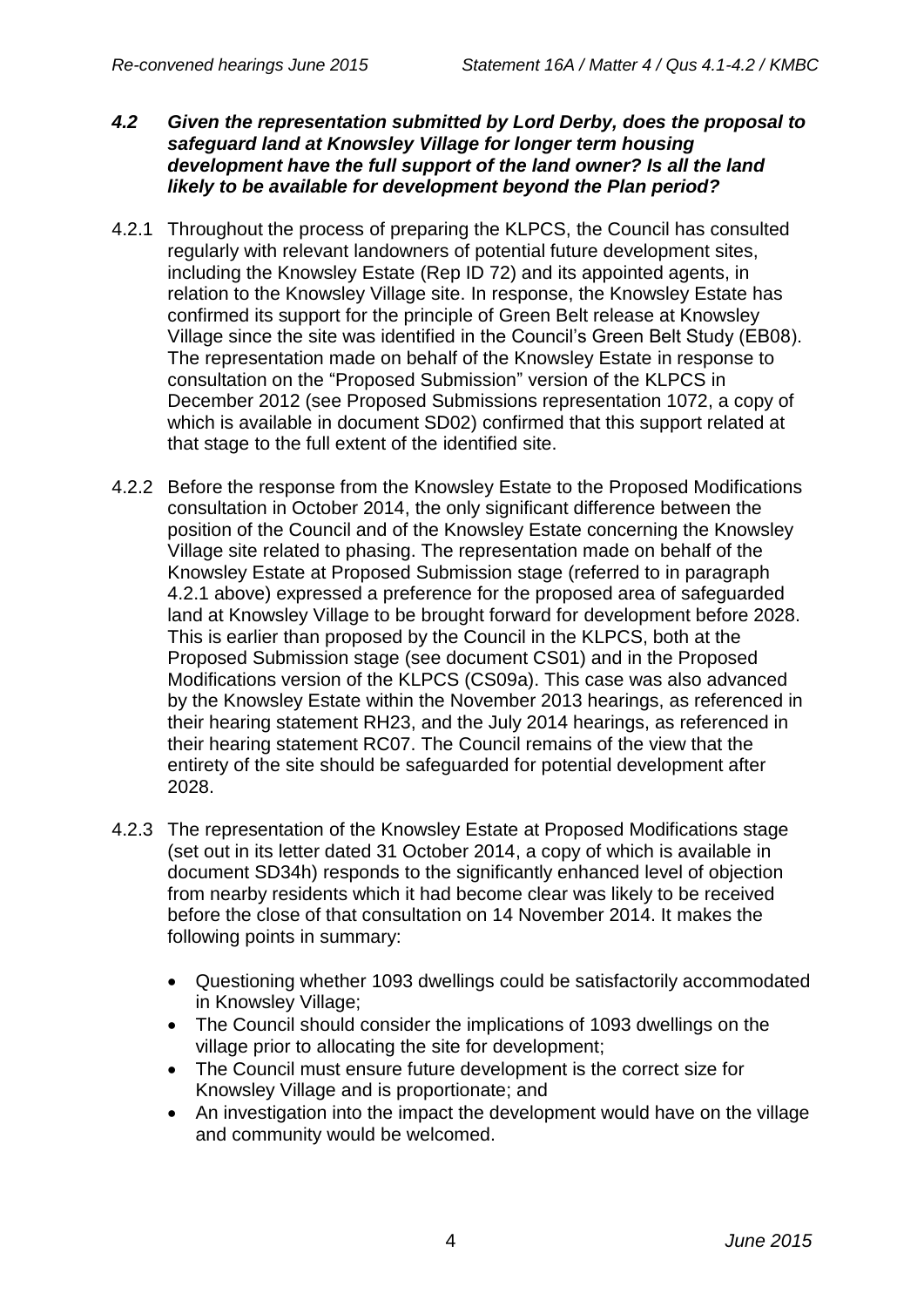### *4.2 Given the representation submitted by Lord Derby, does the proposal to safeguard land at Knowsley Village for longer term housing development have the full support of the land owner? Is all the land likely to be available for development beyond the Plan period?*

4.2.1 Throughout the process of preparing the KLPCS, the Council has consulted regularly with relevant landowners of potential future development sites, including the Knowsley Estate (Rep ID 72) and its appointed agents, in relation to the Knowsley Village site. In response, the Knowsley Estate has confirmed its support for the principle of Green Belt release at Knowsley Village since the site was identified in the Council's Green Belt Study (EB08). The representation made on behalf of the Knowsley Estate in response to consultation on the "Proposed Submission" version of the KLPCS in December 2012 (see Proposed Submissions representation 1072, a copy of which is available in document SD02) confirmed that this support related at that stage to the full extent of the identified site.

4.2.2 Before the response from the Knowsley Estate to the Proposed Modifications consultation in October 2014, the only significant difference between the position of the Council and of the Knowsley Estate concerning the Knowsley Village site related to phasing. The representation made on behalf of the Knowsley Estate at Proposed Submission stage (referred to in paragraph 4.2.1 above) expressed a preference for the proposed area of safeguarded land at Knowsley Village to be brought forward for development before 2028. This is earlier than proposed by the Council in the KLPCS, both at the Proposed Submission stage (see document CS01) and in the Proposed Modifications version of the KLPCS (CS09a). This case was also advanced by the Knowsley Estate within the November 2013 hearings, as referenced in their hearing statement RH23, and the July 2014 hearings, as referenced in their hearing statement RC07. The Council remains of the view that the entirety of the site should be safeguarded for potential development after 2028.

4.2.3 The representation of the Knowsley Estate at Proposed Modifications stage (set out in its letter dated 31 October 2014, a copy of which is available in document SD34h) responds to the significantly enhanced level of objection from nearby residents which it had become clear was likely to be received before the close of that consultation on 14 November 2014. It makes the following points in summary:

- Questioning whether 1093 dwellings could be satisfactorily accommodated in Knowsley Village;
- The Council should consider the implications of 1093 dwellings on the village prior to allocating the site for development;
- The Council must ensure future development is the correct size for Knowsley Village and is proportionate; and
- An investigation into the impact the development would have on the village and community would be welcomed.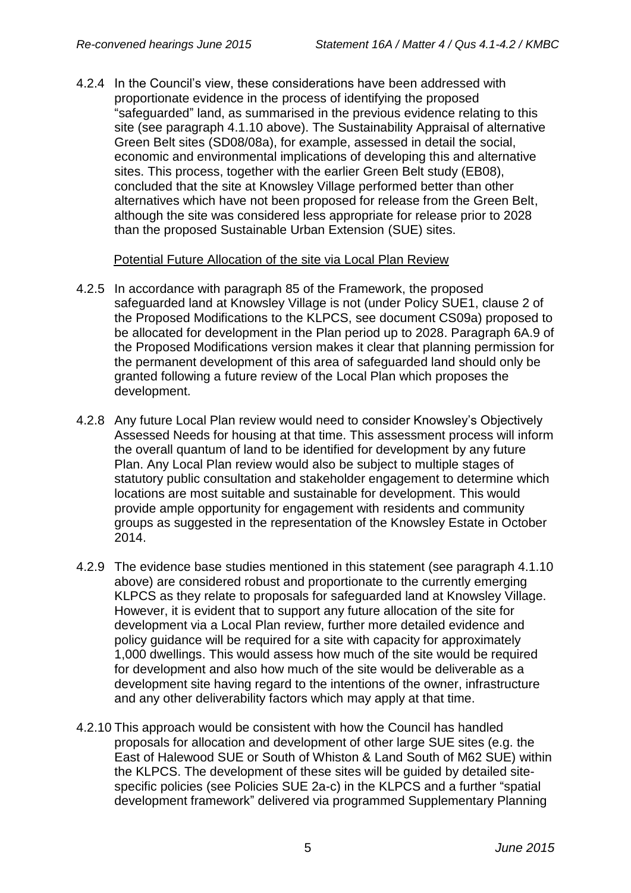4.2.4 In the Council's view, these considerations have been addressed with proportionate evidence in the process of identifying the proposed "safeguarded" land, as summarised in the previous evidence relating to this site (see paragraph 4.1.10 above). The Sustainability Appraisal of alternative Green Belt sites (SD08/08a), for example, assessed in detail the social, economic and environmental implications of developing this and alternative sites. This process, together with the earlier Green Belt study (EB08), concluded that the site at Knowsley Village performed better than other alternatives which have not been proposed for release from the Green Belt, although the site was considered less appropriate for release prior to 2028 than the proposed Sustainable Urban Extension (SUE) sites.

Potential Future Allocation of the site via Local Plan Review

4.2.5 In accordance with paragraph 85 of the Framework, the proposed safeguarded land at Knowsley Village is not (under Policy SUE1, clause 2 of the Proposed Modifications to the KLPCS, see document CS09a) proposed to be allocated for development in the Plan period up to 2028. Paragraph 6A.9 of the Proposed Modifications version makes it clear that planning permission for the permanent development of this area of safeguarded land should only be granted following a future review of the Local Plan which proposes the development.

4.2.8 Any future Local Plan review would need to consider Knowsley's Objectively Assessed Needs for housing at that time. This assessment process will inform the overall quantum of land to be identified for development by any future Plan. Any Local Plan review would also be subject to multiple stages of statutory public consultation and stakeholder engagement to determine which locations are most suitable and sustainable for development. This would provide ample opportunity for engagement with residents and community groups as suggested in the representation of the Knowsley Estate in October 2014.

4.2.9 The evidence base studies mentioned in this statement (see paragraph 4.1.10 above) are considered robust and proportionate to the currently emerging KLPCS as they relate to proposals for safeguarded land at Knowsley Village. However, it is evident that to support any future allocation of the site for development via a Local Plan review, further more detailed evidence and policy guidance will be required for a site with capacity for approximately 1,000 dwellings. This would assess how much of the site would be required for development and also how much of the site would be deliverable as a development site having regard to the intentions of the owner, infrastructure and any other deliverability factors which may apply at that time.

4.2.10 This approach would be consistent with how the Council has handled proposals for allocation and development of other large SUE sites (e.g. the East of Halewood SUE or South of Whiston & Land South of M62 SUE) within the KLPCS. The development of these sites will be guided by detailed site-specific policies (see Policies SUE 2a-c) in the KLPCS and a further "spatial development framework" delivered via programmed Supplementary Planning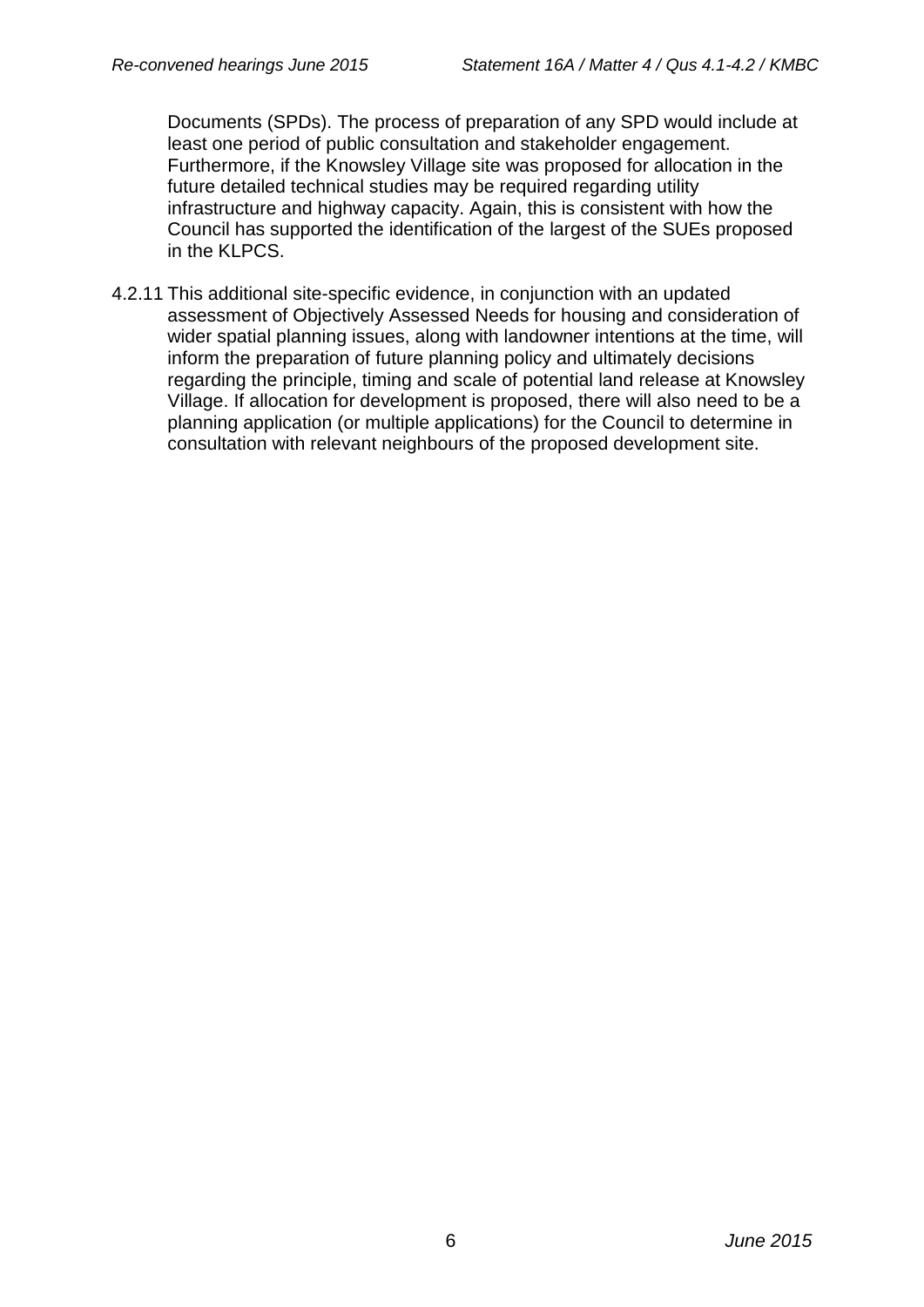Documents (SPDs). The process of preparation of any SPD would include at least one period of public consultation and stakeholder engagement. Furthermore, if the Knowsley Village site was proposed for allocation in the future detailed technical studies may be required regarding utility infrastructure and highway capacity. Again, this is consistent with how the Council has supported the identification of the largest of the SUEs proposed in the KLPCS.

4.2.11 This additional site-specific evidence, in conjunction with an updated assessment of Objectively Assessed Needs for housing and consideration of wider spatial planning issues, along with landowner intentions at the time, will inform the preparation of future planning policy and ultimately decisions regarding the principle, timing and scale of potential land release at Knowsley Village. If allocation for development is proposed, there will also need to be a planning application (or multiple applications) for the Council to determine in consultation with relevant neighbours of the proposed development site.